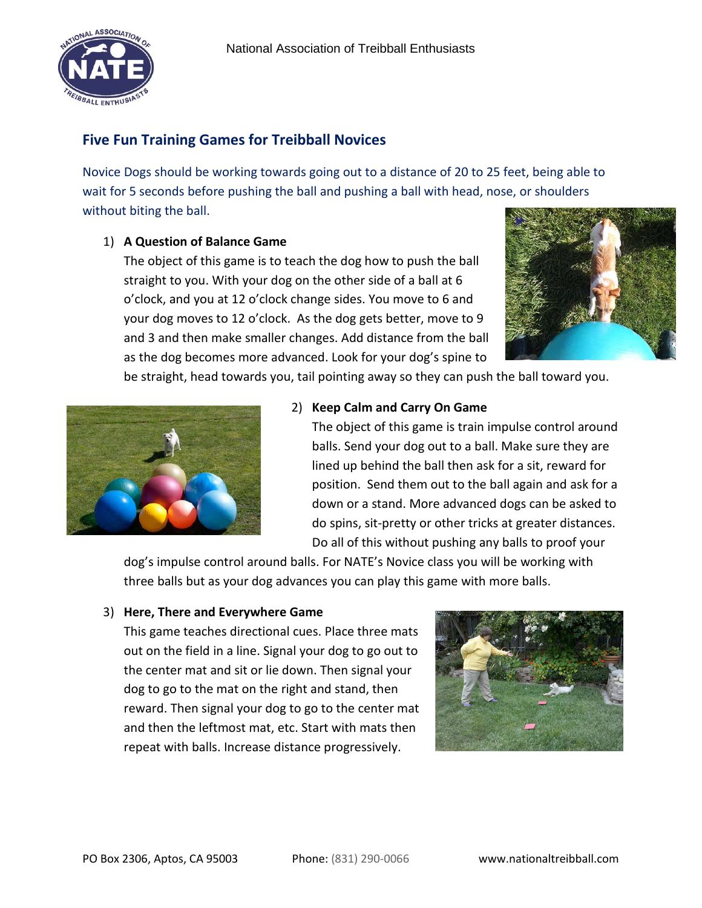National Association of Treibball Enthusiasts

## Five Fun Training Games for Treibball Novices

Novice Dogs should be working towards going out to a distance of 20 to 25 feet, being able to wait for 5 seconds before pushing the ball and pushing a ball with head, nose, or shoulders without biting the ball.

1) **A Question of Balance Game**
   The object of this game is to teach the dog how to push the ball straight to you. With your dog on the other side of a ball at 6 o'clock, and you at 12 o'clock change sides. You move to 6 and your dog moves to 12 o'clock. As the dog gets better, move to 9 and 3 and then make smaller changes. Add distance from the ball as the dog becomes more advanced. Look for your dog's spine to be straight, head towards you, tail pointing away so they can push the ball toward you.

2) **Keep Calm and Carry On Game**
   The object of this game is train impulse control around balls. Send your dog out to a ball. Make sure they are lined up behind the ball then ask for a sit, reward for position. Send them out to the ball again and ask for a down or a stand. More advanced dogs can be asked to do spins, sit-pretty or other tricks at greater distances. Do all of this without pushing any balls to proof your dog's impulse control around balls. For NATE's Novice class you will be working with three balls but as your dog advances you can play this game with more balls.

3) **Here, There and Everywhere Game**
   This game teaches directional cues. Place three mats out on the field in a line. Signal your dog to go out to the center mat and sit or lie down. Then signal your dog to go to the mat on the right and stand, then reward. Then signal your dog to go to the center mat and then the leftmost mat, etc. Start with mats then repeat with balls. Increase distance progressively.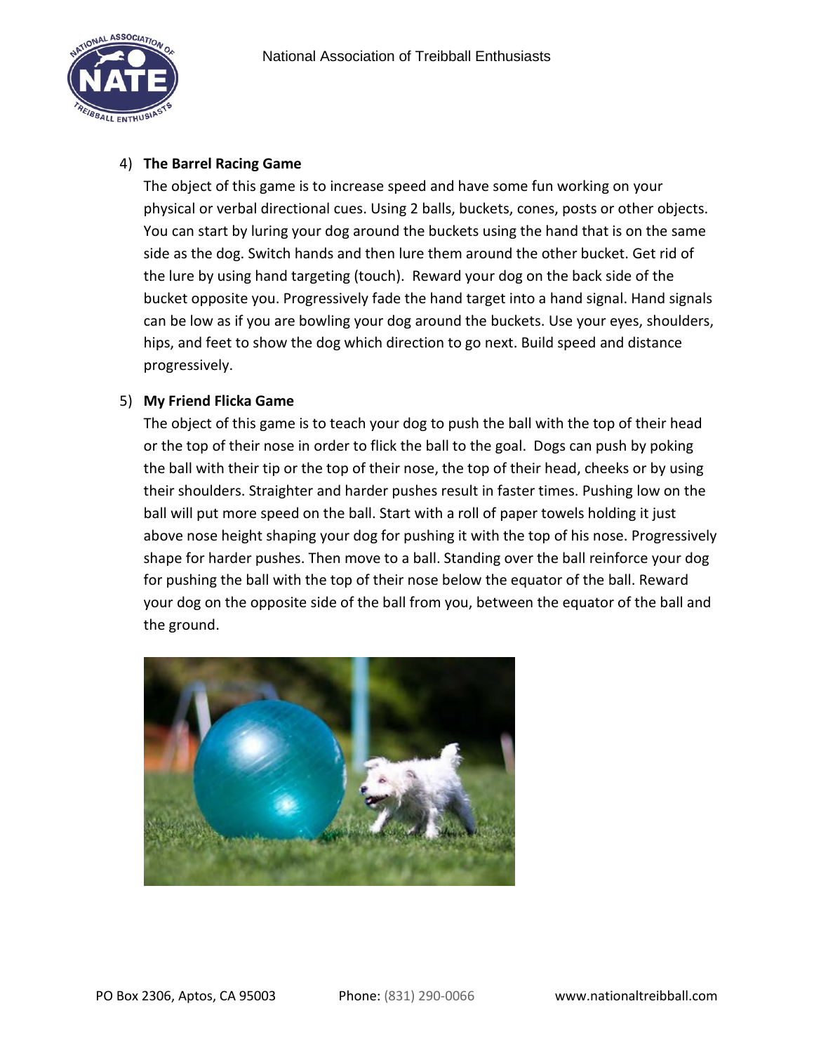4) **The Barrel Racing Game**

   The object of this game is to increase speed and have some fun working on your physical or verbal directional cues. Using 2 balls, buckets, cones, posts or other objects. You can start by luring your dog around the buckets using the hand that is on the same side as the dog. Switch hands and then lure them around the other bucket. Get rid of the lure by using hand targeting (touch). Reward your dog on the back side of the bucket opposite you. Progressively fade the hand target into a hand signal. Hand signals can be low as if you are bowling your dog around the buckets. Use your eyes, shoulders, hips, and feet to show the dog which direction to go next. Build speed and distance progressively.

5) **My Friend Flicka Game**

   The object of this game is to teach your dog to push the ball with the top of their head or the top of their nose in order to flick the ball to the goal. Dogs can push by poking the ball with their tip or the top of their nose, the top of their head, cheeks or by using their shoulders. Straighter and harder pushes result in faster times. Pushing low on the ball will put more speed on the ball. Start with a roll of paper towels holding it just above nose height shaping your dog for pushing it with the top of his nose. Progressively shape for harder pushes. Then move to a ball. Standing over the ball reinforce your dog for pushing the ball with the top of their nose below the equator of the ball. Reward your dog on the opposite side of the ball from you, between the equator of the ball and the ground.